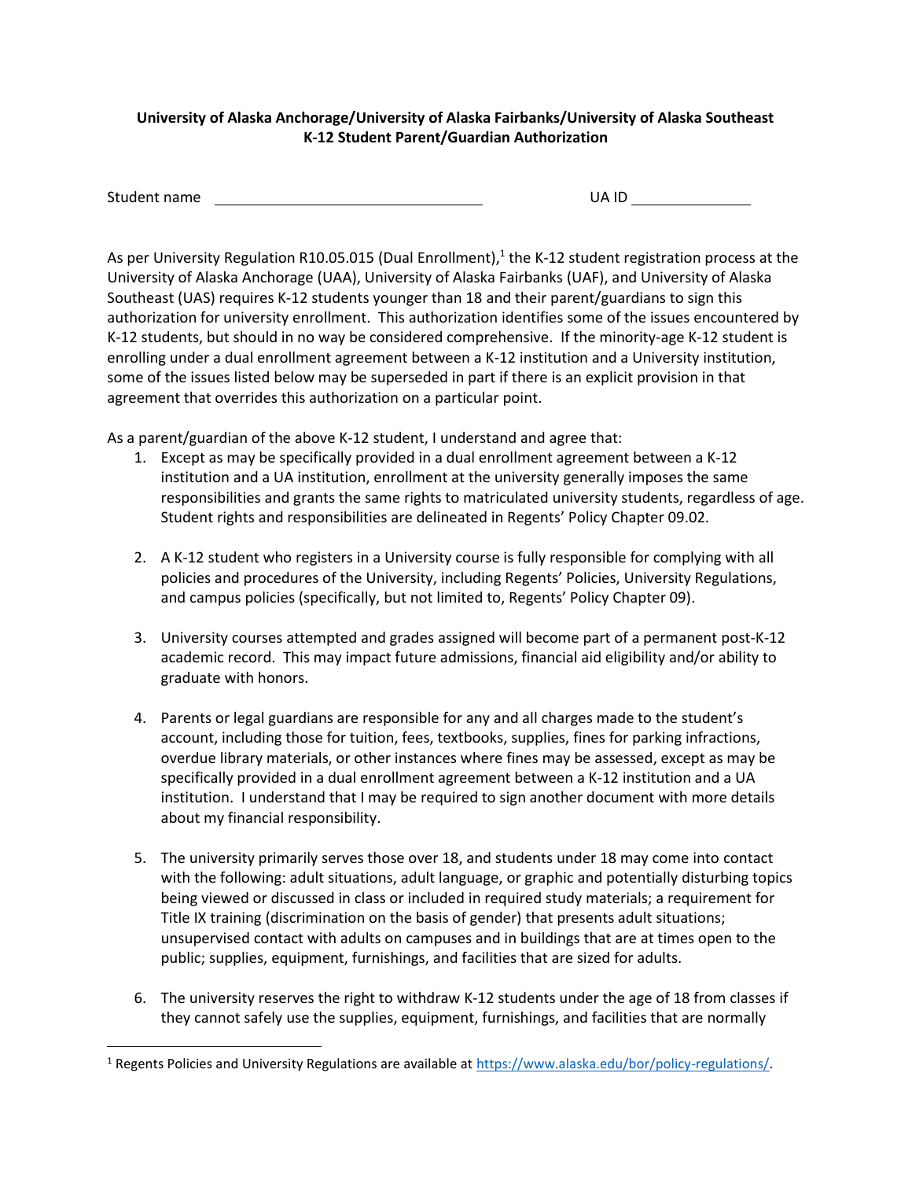**University of Alaska Anchorage/University of Alaska Fairbanks/University of Alaska Southeast**
**K-12 Student Parent/Guardian Authorization**

Student name \_\_\_\_\_\_\_\_\_\_\_\_\_\_\_\_\_\_\_\_\_\_\_\_\_\_\_\_\_\_\_\_ UA ID \_\_\_\_\_\_\_\_\_\_\_\_\_\_\_

As per University Regulation R10.05.015 (Dual Enrollment),[1] the K-12 student registration process at the University of Alaska Anchorage (UAA), University of Alaska Fairbanks (UAF), and University of Alaska Southeast (UAS) requires K-12 students younger than 18 and their parent/guardians to sign this authorization for university enrollment. This authorization identifies some of the issues encountered by K-12 students, but should in no way be considered comprehensive. If the minority-age K-12 student is enrolling under a dual enrollment agreement between a K-12 institution and a University institution, some of the issues listed below may be superseded in part if there is an explicit provision in that agreement that overrides this authorization on a particular point.

As a parent/guardian of the above K-12 student, I understand and agree that:

1. Except as may be specifically provided in a dual enrollment agreement between a K-12 institution and a UA institution, enrollment at the university generally imposes the same responsibilities and grants the same rights to matriculated university students, regardless of age. Student rights and responsibilities are delineated in Regents' Policy Chapter 09.02.

2. A K-12 student who registers in a University course is fully responsible for complying with all policies and procedures of the University, including Regents' Policies, University Regulations, and campus policies (specifically, but not limited to, Regents' Policy Chapter 09).

3. University courses attempted and grades assigned will become part of a permanent post-K-12 academic record. This may impact future admissions, financial aid eligibility and/or ability to graduate with honors.

4. Parents or legal guardians are responsible for any and all charges made to the student's account, including those for tuition, fees, textbooks, supplies, fines for parking infractions, overdue library materials, or other instances where fines may be assessed, except as may be specifically provided in a dual enrollment agreement between a K-12 institution and a UA institution. I understand that I may be required to sign another document with more details about my financial responsibility.

5. The university primarily serves those over 18, and students under 18 may come into contact with the following: adult situations, adult language, or graphic and potentially disturbing topics being viewed or discussed in class or included in required study materials; a requirement for Title IX training (discrimination on the basis of gender) that presents adult situations; unsupervised contact with adults on campuses and in buildings that are at times open to the public; supplies, equipment, furnishings, and facilities that are sized for adults.

6. The university reserves the right to withdraw K-12 students under the age of 18 from classes if they cannot safely use the supplies, equipment, furnishings, and facilities that are normally

[1] Regents Policies and University Regulations are available at https://www.alaska.edu/bor/policy-regulations/.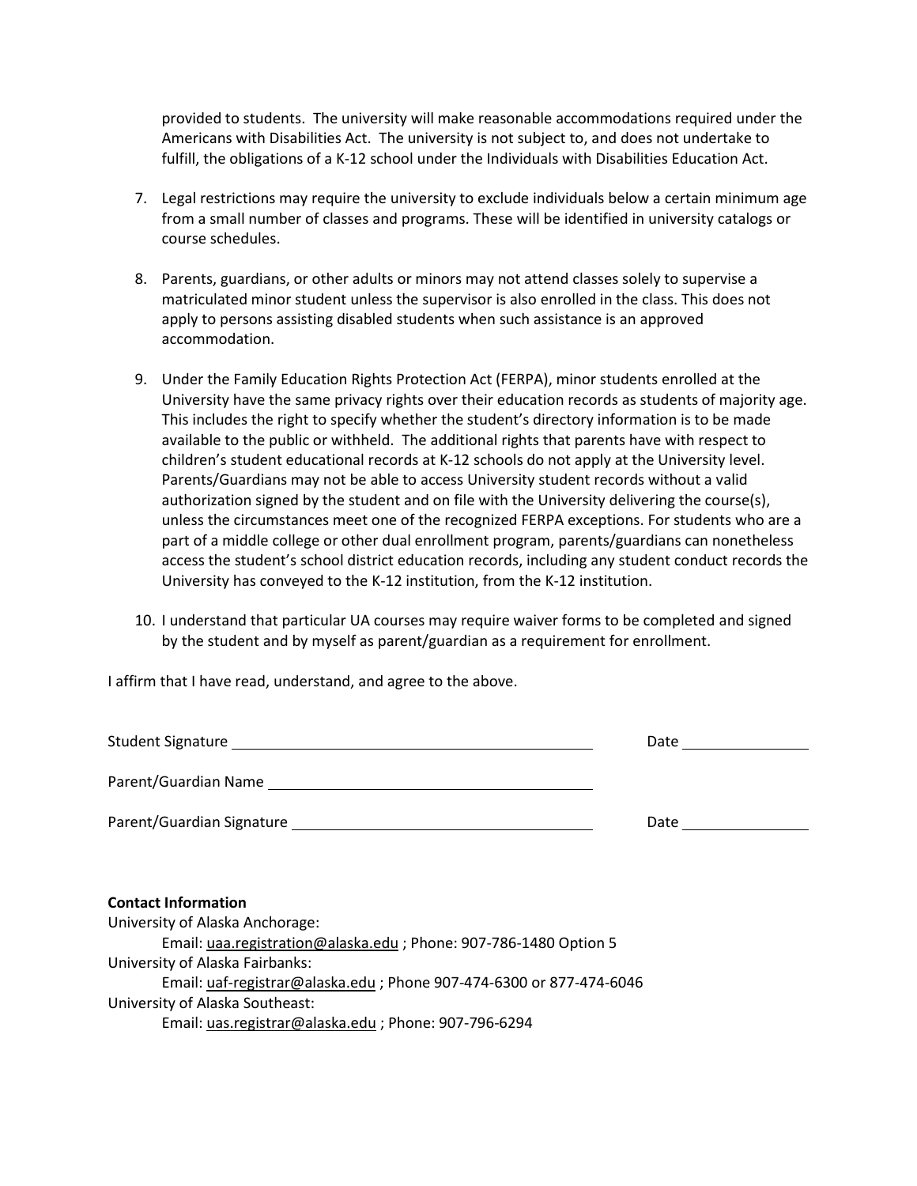provided to students. The university will make reasonable accommodations required under the Americans with Disabilities Act. The university is not subject to, and does not undertake to fulfill, the obligations of a K-12 school under the Individuals with Disabilities Education Act.

7. Legal restrictions may require the university to exclude individuals below a certain minimum age from a small number of classes and programs. These will be identified in university catalogs or course schedules.

8. Parents, guardians, or other adults or minors may not attend classes solely to supervise a matriculated minor student unless the supervisor is also enrolled in the class. This does not apply to persons assisting disabled students when such assistance is an approved accommodation.

9. Under the Family Education Rights Protection Act (FERPA), minor students enrolled at the University have the same privacy rights over their education records as students of majority age. This includes the right to specify whether the student's directory information is to be made available to the public or withheld. The additional rights that parents have with respect to children's student educational records at K-12 schools do not apply at the University level. Parents/Guardians may not be able to access University student records without a valid authorization signed by the student and on file with the University delivering the course(s), unless the circumstances meet one of the recognized FERPA exceptions. For students who are a part of a middle college or other dual enrollment program, parents/guardians can nonetheless access the student's school district education records, including any student conduct records the University has conveyed to the K-12 institution, from the K-12 institution.

10. I understand that particular UA courses may require waiver forms to be completed and signed by the student and by myself as parent/guardian as a requirement for enrollment.

I affirm that I have read, understand, and agree to the above.

Student Signature ________________________________________ Date ______________

Parent/Guardian Name ____________________________________

Parent/Guardian Signature _________________________________ Date ______________

**Contact Information**

University of Alaska Anchorage:
Email: uaa.registration@alaska.edu ; Phone: 907-786-1480 Option 5

University of Alaska Fairbanks:
Email: uaf-registrar@alaska.edu ; Phone 907-474-6300 or 877-474-6046

University of Alaska Southeast:
Email: uas.registrar@alaska.edu ; Phone: 907-796-6294